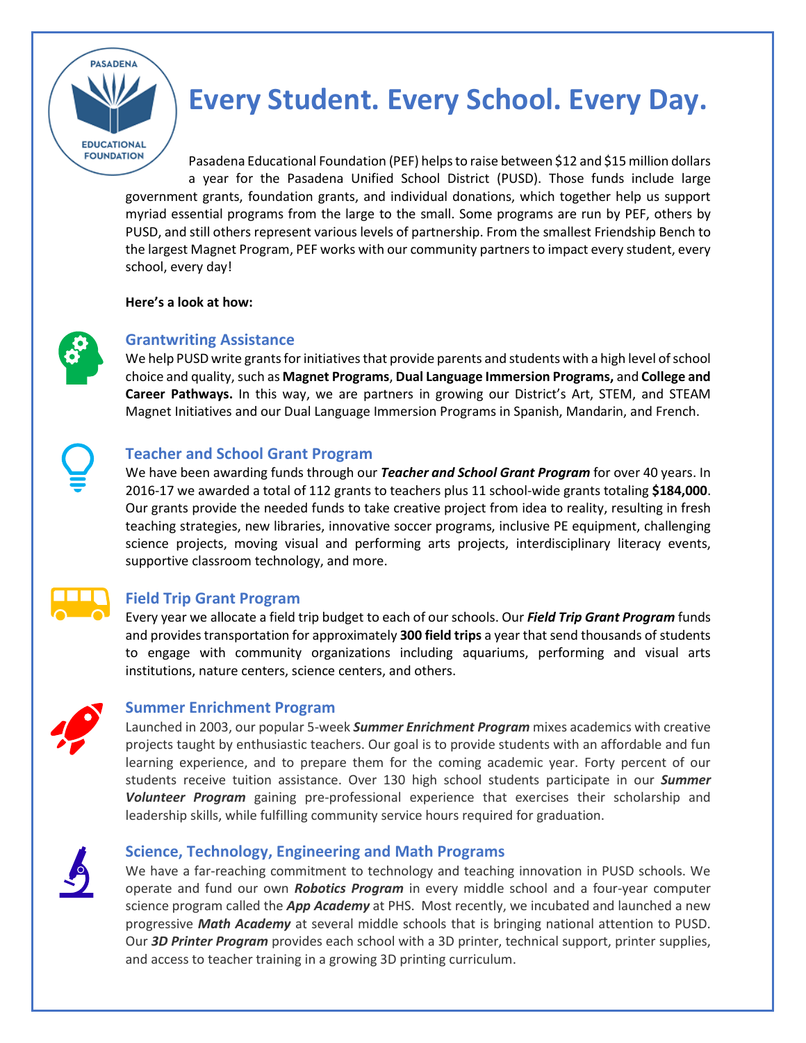# Every Student. Every School. Every Day.

Pasadena Educational Foundation (PEF) helps to raise between $12 and $15 million dollars a year for the Pasadena Unified School District (PUSD). Those funds include large government grants, foundation grants, and individual donations, which together help us support myriad essential programs from the large to the small. Some programs are run by PEF, others by PUSD, and still others represent various levels of partnership. From the smallest Friendship Bench to the largest Magnet Program, PEF works with our community partners to impact every student, every school, every day!

**Here's a look at how:**

## Grantwriting Assistance

We help PUSD write grants for initiatives that provide parents and students with a high level of school choice and quality, such as **Magnet Programs**, **Dual Language Immersion Programs,** and **College and Career Pathways.** In this way, we are partners in growing our District's Art, STEM, and STEAM Magnet Initiatives and our Dual Language Immersion Programs in Spanish, Mandarin, and French.

## Teacher and School Grant Program

We have been awarding funds through our ***Teacher and School Grant Program*** for over 40 years. In 2016-17 we awarded a total of 112 grants to teachers plus 11 school-wide grants totaling **$184,000**. Our grants provide the needed funds to take creative project from idea to reality, resulting in fresh teaching strategies, new libraries, innovative soccer programs, inclusive PE equipment, challenging science projects, moving visual and performing arts projects, interdisciplinary literacy events, supportive classroom technology, and more.

## Field Trip Grant Program

Every year we allocate a field trip budget to each of our schools. Our ***Field Trip Grant Program*** funds and provides transportation for approximately **300 field trips** a year that send thousands of students to engage with community organizations including aquariums, performing and visual arts institutions, nature centers, science centers, and others.

## Summer Enrichment Program

Launched in 2003, our popular 5-week ***Summer Enrichment Program*** mixes academics with creative projects taught by enthusiastic teachers. Our goal is to provide students with an affordable and fun learning experience, and to prepare them for the coming academic year. Forty percent of our students receive tuition assistance. Over 130 high school students participate in our ***Summer Volunteer Program*** gaining pre-professional experience that exercises their scholarship and leadership skills, while fulfilling community service hours required for graduation.

## Science, Technology, Engineering and Math Programs

We have a far-reaching commitment to technology and teaching innovation in PUSD schools. We operate and fund our own ***Robotics Program*** in every middle school and a four-year computer science program called the ***App Academy*** at PHS. Most recently, we incubated and launched a new progressive ***Math Academy*** at several middle schools that is bringing national attention to PUSD. Our ***3D Printer Program*** provides each school with a 3D printer, technical support, printer supplies, and access to teacher training in a growing 3D printing curriculum.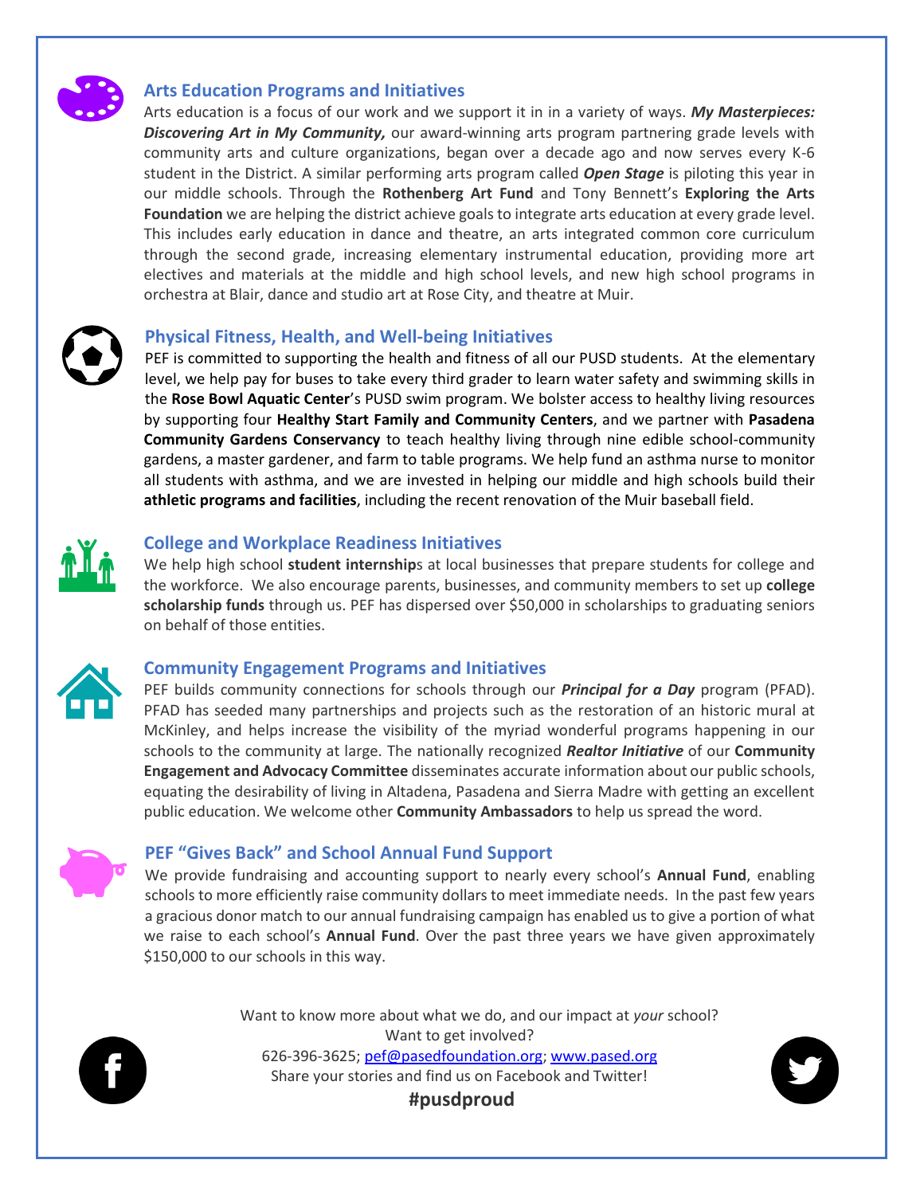## Arts Education Programs and Initiatives

Arts education is a focus of our work and we support it in in a variety of ways. ***My Masterpieces: Discovering Art in My Community,*** our award-winning arts program partnering grade levels with community arts and culture organizations, began over a decade ago and now serves every K-6 student in the District. A similar performing arts program called ***Open Stage*** is piloting this year in our middle schools. Through the **Rothenberg Art Fund** and Tony Bennett's **Exploring the Arts Foundation** we are helping the district achieve goals to integrate arts education at every grade level. This includes early education in dance and theatre, an arts integrated common core curriculum through the second grade, increasing elementary instrumental education, providing more art electives and materials at the middle and high school levels, and new high school programs in orchestra at Blair, dance and studio art at Rose City, and theatre at Muir.

## Physical Fitness, Health, and Well-being Initiatives

PEF is committed to supporting the health and fitness of all our PUSD students. At the elementary level, we help pay for buses to take every third grader to learn water safety and swimming skills in the **Rose Bowl Aquatic Center**'s PUSD swim program. We bolster access to healthy living resources by supporting four **Healthy Start Family and Community Centers**, and we partner with **Pasadena Community Gardens Conservancy** to teach healthy living through nine edible school-community gardens, a master gardener, and farm to table programs. We help fund an asthma nurse to monitor all students with asthma, and we are invested in helping our middle and high schools build their **athletic programs and facilities**, including the recent renovation of the Muir baseball field.

## College and Workplace Readiness Initiatives

We help high school **student internship**s at local businesses that prepare students for college and the workforce. We also encourage parents, businesses, and community members to set up **college scholarship funds** through us. PEF has dispersed over $50,000 in scholarships to graduating seniors on behalf of those entities.

## Community Engagement Programs and Initiatives

PEF builds community connections for schools through our ***Principal for a Day*** program (PFAD). PFAD has seeded many partnerships and projects such as the restoration of an historic mural at McKinley, and helps increase the visibility of the myriad wonderful programs happening in our schools to the community at large. The nationally recognized ***Realtor Initiative*** of our **Community Engagement and Advocacy Committee** disseminates accurate information about our public schools, equating the desirability of living in Altadena, Pasadena and Sierra Madre with getting an excellent public education. We welcome other **Community Ambassadors** to help us spread the word.

## PEF "Gives Back" and School Annual Fund Support

We provide fundraising and accounting support to nearly every school's **Annual Fund**, enabling schools to more efficiently raise community dollars to meet immediate needs. In the past few years a gracious donor match to our annual fundraising campaign has enabled us to give a portion of what we raise to each school's **Annual Fund**. Over the past three years we have given approximately $150,000 to our schools in this way.

Want to know more about what we do, and our impact at *your* school?
Want to get involved?
626-396-3625; pef@pasedfoundation.org; www.pased.org
Share your stories and find us on Facebook and Twitter!

**#pusdproud**